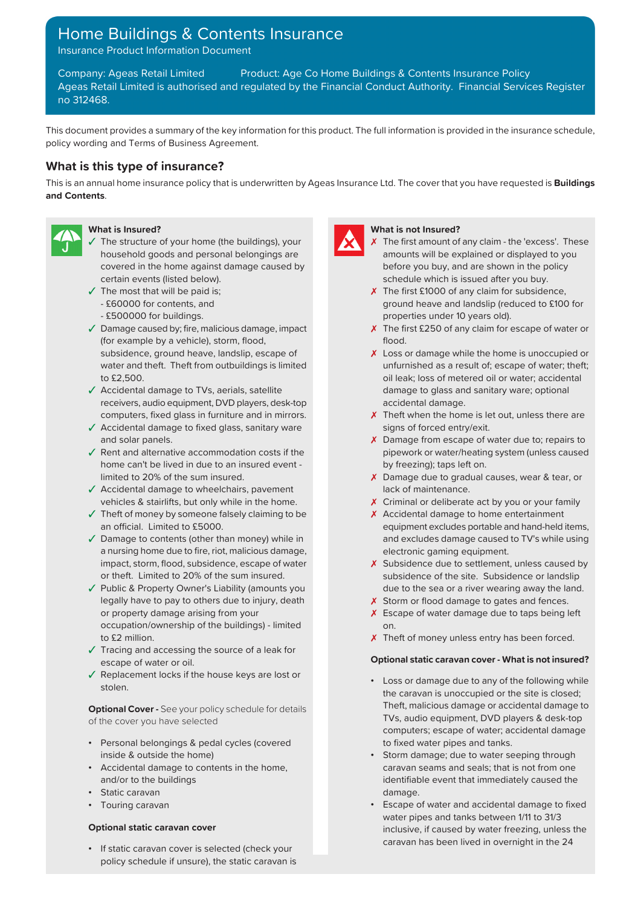# Home Buildings & Contents Insurance

Insurance Product Information Document

Company: Ageas Retail Limited Product: Age Co Home Buildings & Contents Insurance Policy
Ageas Retail Limited is authorised and regulated by the Financial Conduct Authority. Financial Services Register no 312468.

This document provides a summary of the key information for this product. The full information is provided in the insurance schedule, policy wording and Terms of Business Agreement.

## What is this type of insurance?

This is an annual home insurance policy that is underwritten by Ageas Insurance Ltd. The cover that you have requested is **Buildings and Contents**.

### What is Insured?

- ✓ The structure of your home (the buildings), your household goods and personal belongings are covered in the home against damage caused by certain events (listed below).
- ✓ The most that will be paid is;
  - £60000 for contents, and
  - £500000 for buildings.
- ✓ Damage caused by; fire, malicious damage, impact (for example by a vehicle), storm, flood, subsidence, ground heave, landslip, escape of water and theft. Theft from outbuildings is limited to £2,500.
- ✓ Accidental damage to TVs, aerials, satellite receivers, audio equipment, DVD players, desk-top computers, fixed glass in furniture and in mirrors.
- ✓ Accidental damage to fixed glass, sanitary ware and solar panels.
- ✓ Rent and alternative accommodation costs if the home can't be lived in due to an insured event - limited to 20% of the sum insured.
- ✓ Accidental damage to wheelchairs, pavement vehicles & stairlifts, but only while in the home.
- ✓ Theft of money by someone falsely claiming to be an official. Limited to £5000.
- ✓ Damage to contents (other than money) while in a nursing home due to fire, riot, malicious damage, impact, storm, flood, subsidence, escape of water or theft. Limited to 20% of the sum insured.
- ✓ Public & Property Owner's Liability (amounts you legally have to pay to others due to injury, death or property damage arising from your occupation/ownership of the buildings) - limited to £2 million.
- ✓ Tracing and accessing the source of a leak for escape of water or oil.
- ✓ Replacement locks if the house keys are lost or stolen.

**Optional Cover -** See your policy schedule for details of the cover you have selected

- Personal belongings & pedal cycles (covered inside & outside the home)
- Accidental damage to contents in the home, and/or to the buildings
- Static caravan
- Touring caravan

**Optional static caravan cover**

- If static caravan cover is selected (check your policy schedule if unsure), the static caravan is

### What is not Insured?

- ✗ The first amount of any claim - the 'excess'. These amounts will be explained or displayed to you before you buy, and are shown in the policy schedule which is issued after you buy.
- ✗ The first £1000 of any claim for subsidence, ground heave and landslip (reduced to £100 for properties under 10 years old).
- ✗ The first £250 of any claim for escape of water or flood.
- ✗ Loss or damage while the home is unoccupied or unfurnished as a result of; escape of water; theft; oil leak; loss of metered oil or water; accidental damage to glass and sanitary ware; optional accidental damage.
- ✗ Theft when the home is let out, unless there are signs of forced entry/exit.
- ✗ Damage from escape of water due to; repairs to pipework or water/heating system (unless caused by freezing); taps left on.
- ✗ Damage due to gradual causes, wear & tear, or lack of maintenance.
- ✗ Criminal or deliberate act by you or your family
- ✗ Accidental damage to home entertainment equipment excludes portable and hand-held items, and excludes damage caused to TV's while using electronic gaming equipment.
- ✗ Subsidence due to settlement, unless caused by subsidence of the site. Subsidence or landslip due to the sea or a river wearing away the land.
- ✗ Storm or flood damage to gates and fences.
- ✗ Escape of water damage due to taps being left on.
- ✗ Theft of money unless entry has been forced.

**Optional static caravan cover - What is not insured?**

- Loss or damage due to any of the following while the caravan is unoccupied or the site is closed; Theft, malicious damage or accidental damage to TVs, audio equipment, DVD players & desk-top computers; escape of water; accidental damage to fixed water pipes and tanks.
- Storm damage; due to water seeping through caravan seams and seals; that is not from one identifiable event that immediately caused the damage.
- Escape of water and accidental damage to fixed water pipes and tanks between 1/11 to 31/3 inclusive, if caused by water freezing, unless the caravan has been lived in overnight in the 24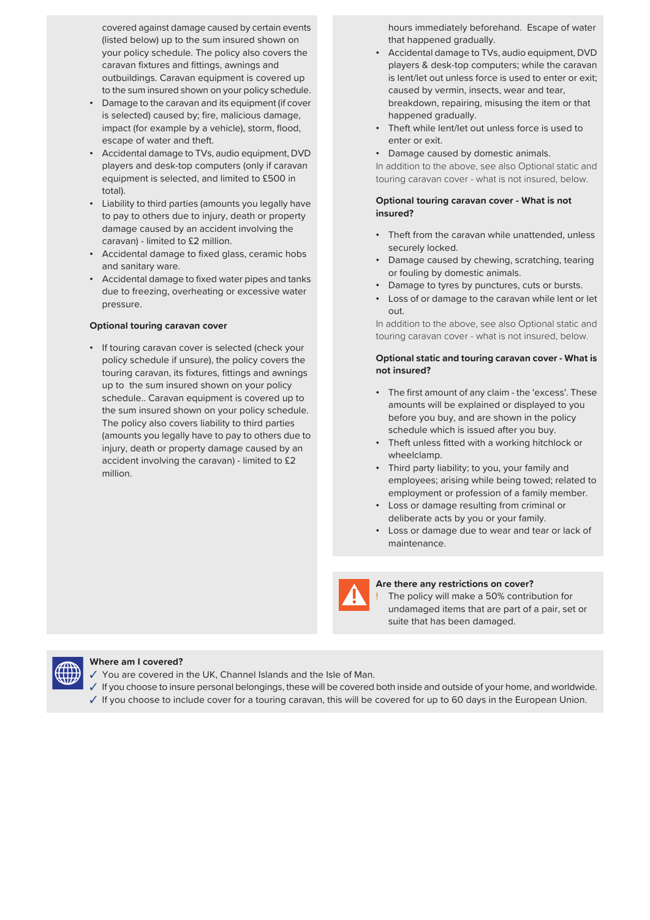covered against damage caused by certain events (listed below) up to the sum insured shown on your policy schedule. The policy also covers the caravan fixtures and fittings, awnings and outbuildings. Caravan equipment is covered up to the sum insured shown on your policy schedule.

- Damage to the caravan and its equipment (if cover is selected) caused by; fire, malicious damage, impact (for example by a vehicle), storm, flood, escape of water and theft.
- Accidental damage to TVs, audio equipment, DVD players and desk-top computers (only if caravan equipment is selected, and limited to £500 in total).
- Liability to third parties (amounts you legally have to pay to others due to injury, death or property damage caused by an accident involving the caravan) - limited to £2 million.
- Accidental damage to fixed glass, ceramic hobs and sanitary ware.
- Accidental damage to fixed water pipes and tanks due to freezing, overheating or excessive water pressure.

**Optional touring caravan cover**

- If touring caravan cover is selected (check your policy schedule if unsure), the policy covers the touring caravan, its fixtures, fittings and awnings up to the sum insured shown on your policy schedule.. Caravan equipment is covered up to the sum insured shown on your policy schedule. The policy also covers liability to third parties (amounts you legally have to pay to others due to injury, death or property damage caused by an accident involving the caravan) - limited to £2 million.

hours immediately beforehand. Escape of water that happened gradually.

- Accidental damage to TVs, audio equipment, DVD players & desk-top computers; while the caravan is lent/let out unless force is used to enter or exit; caused by vermin, insects, wear and tear, breakdown, repairing, misusing the item or that happened gradually.
- Theft while lent/let out unless force is used to enter or exit.
- Damage caused by domestic animals.

In addition to the above, see also Optional static and touring caravan cover - what is not insured, below.

**Optional touring caravan cover - What is not insured?**

- Theft from the caravan while unattended, unless securely locked.
- Damage caused by chewing, scratching, tearing or fouling by domestic animals.
- Damage to tyres by punctures, cuts or bursts.
- Loss of or damage to the caravan while lent or let out.

In addition to the above, see also Optional static and touring caravan cover - what is not insured, below.

**Optional static and touring caravan cover - What is not insured?**

- The first amount of any claim - the 'excess'. These amounts will be explained or displayed to you before you buy, and are shown in the policy schedule which is issued after you buy.
- Theft unless fitted with a working hitchlock or wheelclamp.
- Third party liability; to you, your family and employees; arising while being towed; related to employment or profession of a family member.
- Loss or damage resulting from criminal or deliberate acts by you or your family.
- Loss or damage due to wear and tear or lack of maintenance.

**Are there any restrictions on cover?**

! The policy will make a 50% contribution for undamaged items that are part of a pair, set or suite that has been damaged.

**Where am I covered?**

✓ You are covered in the UK, Channel Islands and the Isle of Man.

✓ If you choose to insure personal belongings, these will be covered both inside and outside of your home, and worldwide.

✓ If you choose to include cover for a touring caravan, this will be covered for up to 60 days in the European Union.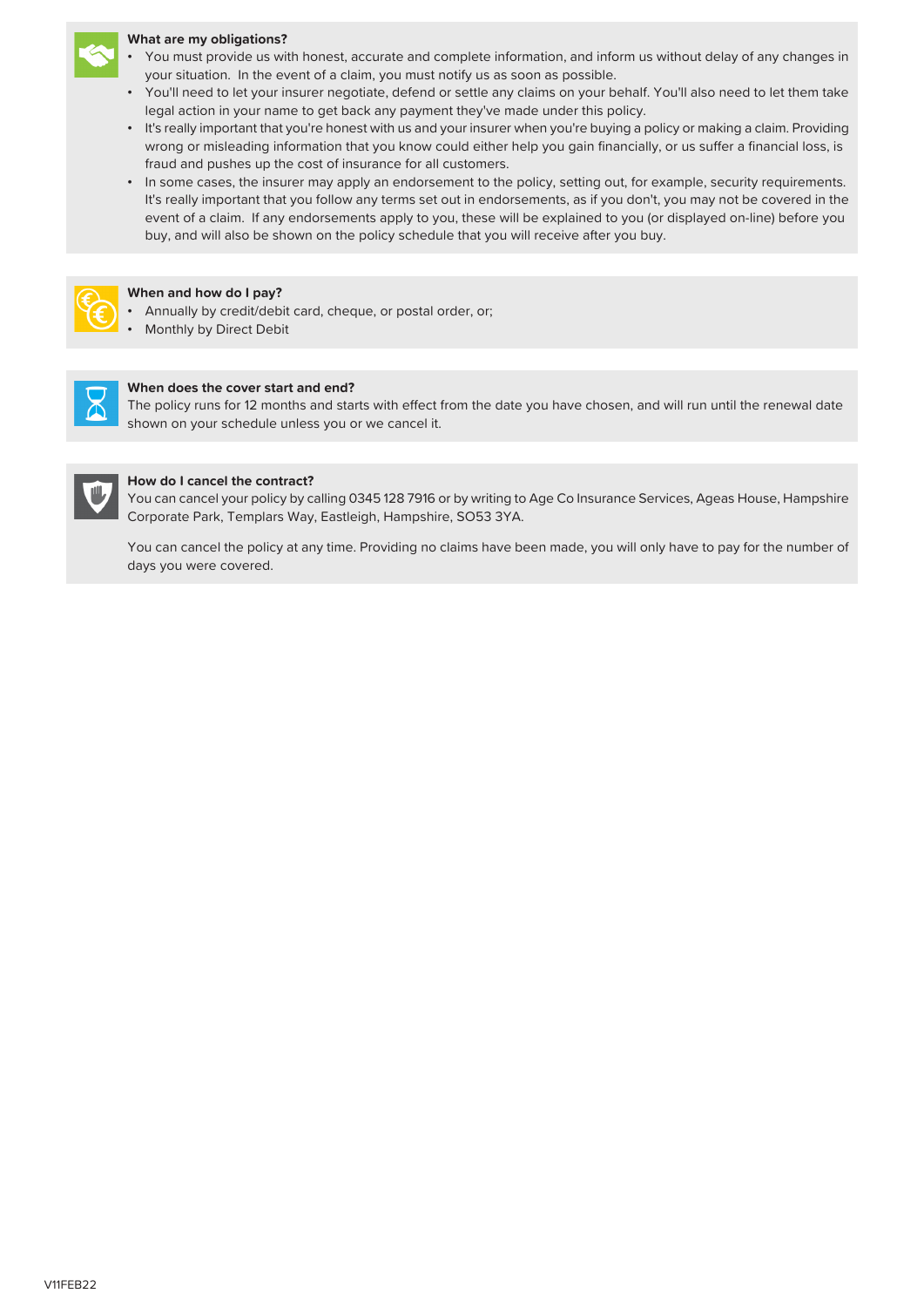### What are my obligations?

- You must provide us with honest, accurate and complete information, and inform us without delay of any changes in your situation. In the event of a claim, you must notify us as soon as possible.
- You'll need to let your insurer negotiate, defend or settle any claims on your behalf. You'll also need to let them take legal action in your name to get back any payment they've made under this policy.
- It's really important that you're honest with us and your insurer when you're buying a policy or making a claim. Providing wrong or misleading information that you know could either help you gain financially, or us suffer a financial loss, is fraud and pushes up the cost of insurance for all customers.
- In some cases, the insurer may apply an endorsement to the policy, setting out, for example, security requirements. It's really important that you follow any terms set out in endorsements, as if you don't, you may not be covered in the event of a claim. If any endorsements apply to you, these will be explained to you (or displayed on-line) before you buy, and will also be shown on the policy schedule that you will receive after you buy.

### When and how do I pay?

- Annually by credit/debit card, cheque, or postal order, or;
- Monthly by Direct Debit

### When does the cover start and end?

The policy runs for 12 months and starts with effect from the date you have chosen, and will run until the renewal date shown on your schedule unless you or we cancel it.

### How do I cancel the contract?

You can cancel your policy by calling 0345 128 7916 or by writing to Age Co Insurance Services, Ageas House, Hampshire Corporate Park, Templars Way, Eastleigh, Hampshire, SO53 3YA.

You can cancel the policy at any time. Providing no claims have been made, you will only have to pay for the number of days you were covered.

V11FEB22